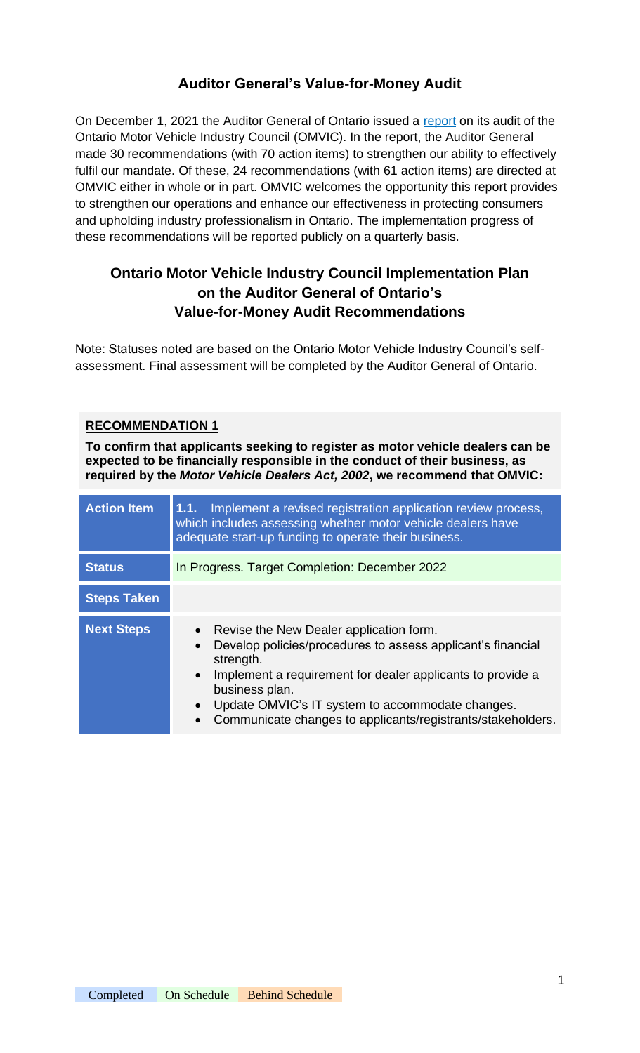## Auditor General's Value-for-Money Audit

On December 1, 2021 the Auditor General of Ontario issued a [report](report) on its audit of the Ontario Motor Vehicle Industry Council (OMVIC). In the report, the Auditor General made 30 recommendations (with 70 action items) to strengthen our ability to effectively fulfil our mandate. Of these, 24 recommendations (with 61 action items) are directed at OMVIC either in whole or in part. OMVIC welcomes the opportunity this report provides to strengthen our operations and enhance our effectiveness in protecting consumers and upholding industry professionalism in Ontario. The implementation progress of these recommendations will be reported publicly on a quarterly basis.

## Ontario Motor Vehicle Industry Council Implementation Plan on the Auditor General of Ontario's Value-for-Money Audit Recommendations

Note: Statuses noted are based on the Ontario Motor Vehicle Industry Council's self-assessment. Final assessment will be completed by the Auditor General of Ontario.

**RECOMMENDATION 1**

**To confirm that applicants seeking to register as motor vehicle dealers can be expected to be financially responsible in the conduct of their business, as required by the *Motor Vehicle Dealers Act, 2002*, we recommend that OMVIC:**

| Action Item | **1.1.** Implement a revised registration application review process, which includes assessing whether motor vehicle dealers have adequate start-up funding to operate their business. |
|---|---|
| **Status** | In Progress. Target Completion: December 2022 |
| **Steps Taken** | |
| **Next Steps** | • Revise the New Dealer application form.<br>• Develop policies/procedures to assess applicant's financial strength.<br>• Implement a requirement for dealer applicants to provide a business plan.<br>• Update OMVIC's IT system to accommodate changes.<br>• Communicate changes to applicants/registrants/stakeholders. |

Completed | On Schedule | Behind Schedule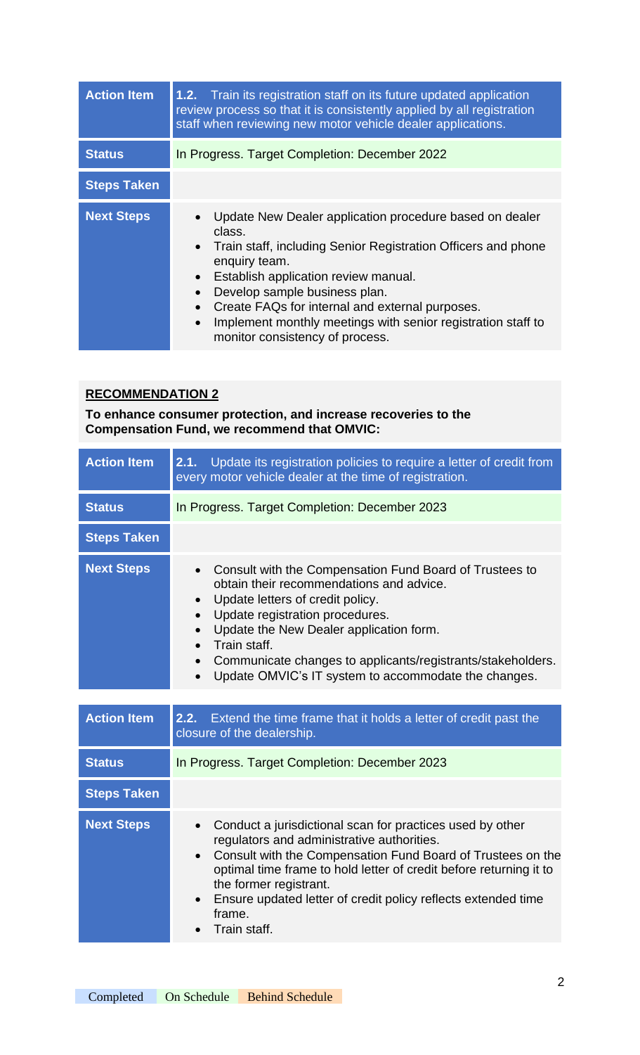| Action Item | **1.2.** Train its registration staff on its future updated application review process so that it is consistently applied by all registration staff when reviewing new motor vehicle dealer applications. |
|---|---|
| Status | In Progress. Target Completion: December 2022 |
| Steps Taken | |
| Next Steps | • Update New Dealer application procedure based on dealer class.<br>• Train staff, including Senior Registration Officers and phone enquiry team.<br>• Establish application review manual.<br>• Develop sample business plan.<br>• Create FAQs for internal and external purposes.<br>• Implement monthly meetings with senior registration staff to monitor consistency of process. |

**RECOMMENDATION 2**

**To enhance consumer protection, and increase recoveries to the Compensation Fund, we recommend that OMVIC:**

| Action Item | **2.1.** Update its registration policies to require a letter of credit from every motor vehicle dealer at the time of registration. |
|---|---|
| Status | In Progress. Target Completion: December 2023 |
| Steps Taken | |
| Next Steps | • Consult with the Compensation Fund Board of Trustees to obtain their recommendations and advice.<br>• Update letters of credit policy.<br>• Update registration procedures.<br>• Update the New Dealer application form.<br>• Train staff.<br>• Communicate changes to applicants/registrants/stakeholders.<br>• Update OMVIC's IT system to accommodate the changes. |

| Action Item | **2.2.** Extend the time frame that it holds a letter of credit past the closure of the dealership. |
|---|---|
| Status | In Progress. Target Completion: December 2023 |
| Steps Taken | |
| Next Steps | • Conduct a jurisdictional scan for practices used by other regulators and administrative authorities.<br>• Consult with the Compensation Fund Board of Trustees on the optimal time frame to hold letter of credit before returning it to the former registrant.<br>• Ensure updated letter of credit policy reflects extended time frame.<br>• Train staff. |

Completed | On Schedule | Behind Schedule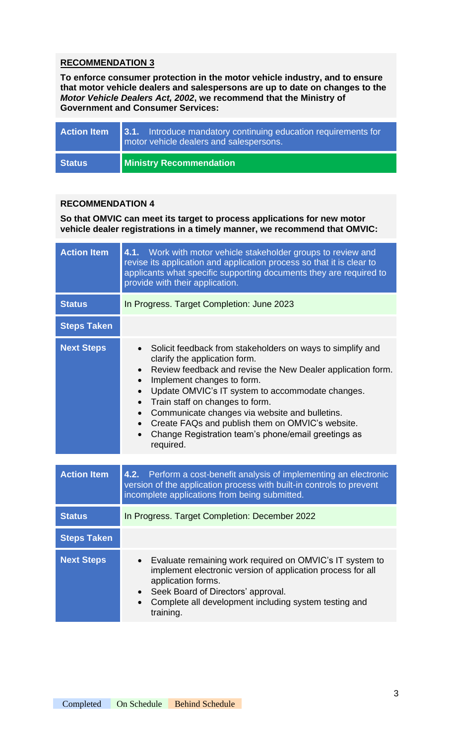**RECOMMENDATION 3**

**To enforce consumer protection in the motor vehicle industry, and to ensure that motor vehicle dealers and salespersons are up to date on changes to the *Motor Vehicle Dealers Act, 2002*, we recommend that the Ministry of Government and Consumer Services:**

| | |
|---|---|
| **Action Item** | **3.1.** Introduce mandatory continuing education requirements for motor vehicle dealers and salespersons. |
| **Status** | **Ministry Recommendation** |

**RECOMMENDATION 4**

**So that OMVIC can meet its target to process applications for new motor vehicle dealer registrations in a timely manner, we recommend that OMVIC:**

| | |
|---|---|
| **Action Item** | **4.1.** Work with motor vehicle stakeholder groups to review and revise its application and application process so that it is clear to applicants what specific supporting documents they are required to provide with their application. |
| **Status** | In Progress. Target Completion: June 2023 |
| **Steps Taken** | |
| **Next Steps** | • Solicit feedback from stakeholders on ways to simplify and clarify the application form.<br>• Review feedback and revise the New Dealer application form.<br>• Implement changes to form.<br>• Update OMVIC's IT system to accommodate changes.<br>• Train staff on changes to form.<br>• Communicate changes via website and bulletins.<br>• Create FAQs and publish them on OMVIC's website.<br>• Change Registration team's phone/email greetings as required. |

| | |
|---|---|
| **Action Item** | **4.2.** Perform a cost-benefit analysis of implementing an electronic version of the application process with built-in controls to prevent incomplete applications from being submitted. |
| **Status** | In Progress. Target Completion: December 2022 |
| **Steps Taken** | |
| **Next Steps** | • Evaluate remaining work required on OMVIC's IT system to implement electronic version of application process for all application forms.<br>• Seek Board of Directors' approval.<br>• Complete all development including system testing and training. |

Completed | On Schedule | Behind Schedule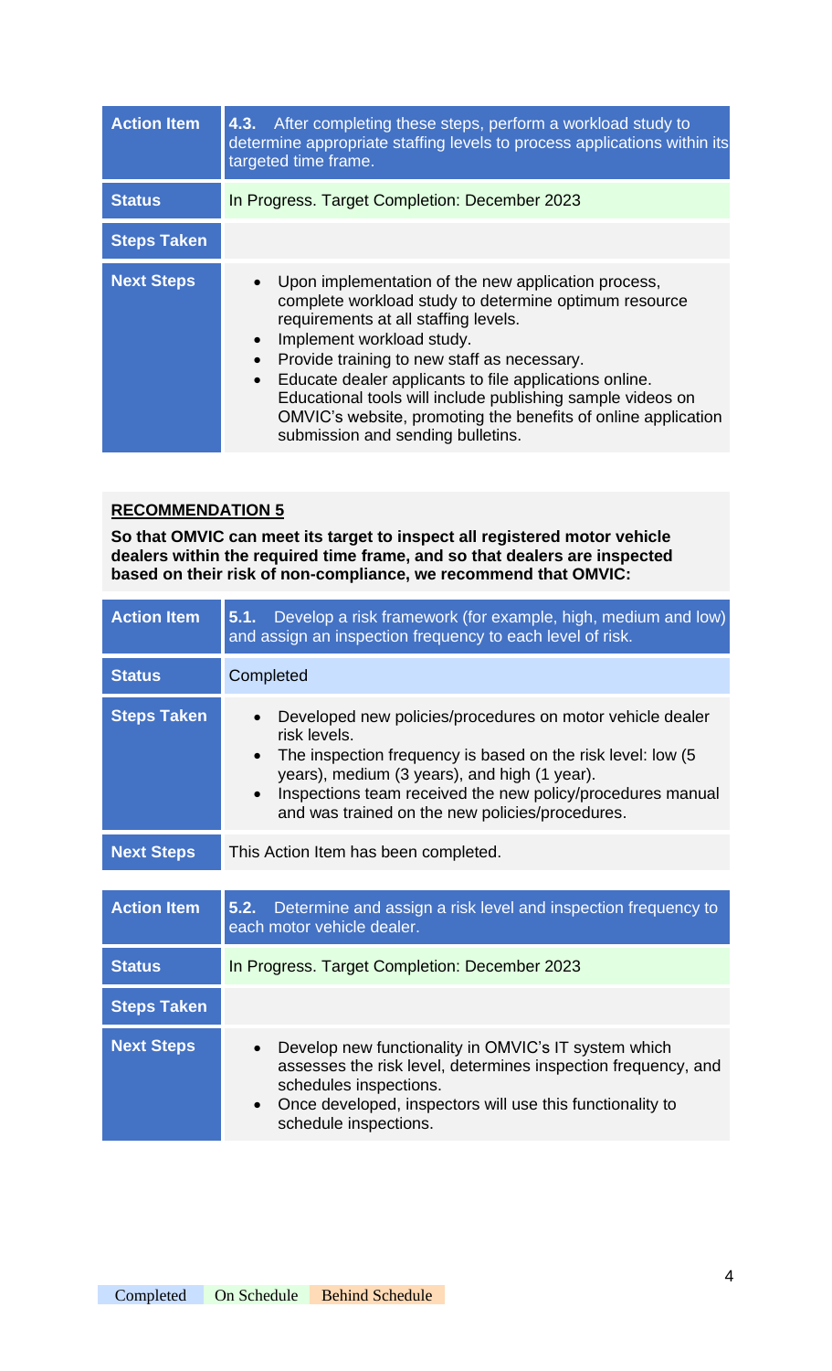| Action Item | **4.3.** After completing these steps, perform a workload study to determine appropriate staffing levels to process applications within its targeted time frame. |
| --- | --- |
| **Status** | In Progress. Target Completion: December 2023 |
| **Steps Taken** | |
| **Next Steps** | • Upon implementation of the new application process, complete workload study to determine optimum resource requirements at all staffing levels.<br>• Implement workload study.<br>• Provide training to new staff as necessary.<br>• Educate dealer applicants to file applications online. Educational tools will include publishing sample videos on OMVIC's website, promoting the benefits of online application submission and sending bulletins. |

**RECOMMENDATION 5**

**So that OMVIC can meet its target to inspect all registered motor vehicle dealers within the required time frame, and so that dealers are inspected based on their risk of non-compliance, we recommend that OMVIC:**

| Action Item | **5.1.** Develop a risk framework (for example, high, medium and low) and assign an inspection frequency to each level of risk. |
| --- | --- |
| **Status** | Completed |
| **Steps Taken** | • Developed new policies/procedures on motor vehicle dealer risk levels.<br>• The inspection frequency is based on the risk level: low (5 years), medium (3 years), and high (1 year).<br>• Inspections team received the new policy/procedures manual and was trained on the new policies/procedures. |
| **Next Steps** | This Action Item has been completed. |

| Action Item | **5.2.** Determine and assign a risk level and inspection frequency to each motor vehicle dealer. |
| --- | --- |
| **Status** | In Progress. Target Completion: December 2023 |
| **Steps Taken** | |
| **Next Steps** | • Develop new functionality in OMVIC's IT system which assesses the risk level, determines inspection frequency, and schedules inspections.<br>• Once developed, inspectors will use this functionality to schedule inspections. |

Completed | On Schedule | Behind Schedule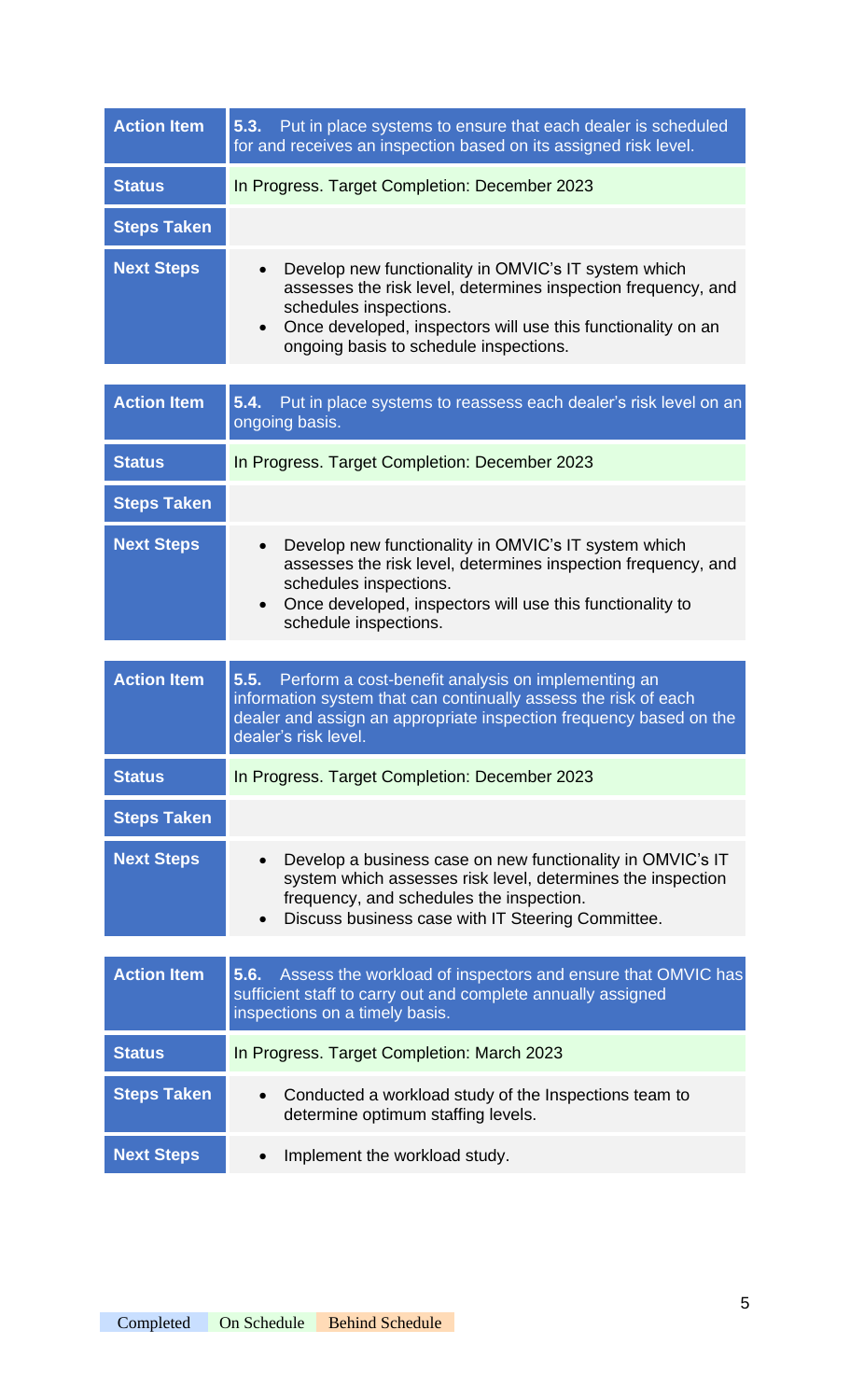| Action Item | **5.3.** Put in place systems to ensure that each dealer is scheduled for and receives an inspection based on its assigned risk level. |
| --- | --- |
| **Status** | In Progress. Target Completion: December 2023 |
| **Steps Taken** | |
| **Next Steps** | • Develop new functionality in OMVIC's IT system which assesses the risk level, determines inspection frequency, and schedules inspections.<br>• Once developed, inspectors will use this functionality on an ongoing basis to schedule inspections. |

| Action Item | **5.4.** Put in place systems to reassess each dealer's risk level on an ongoing basis. |
| --- | --- |
| **Status** | In Progress. Target Completion: December 2023 |
| **Steps Taken** | |
| **Next Steps** | • Develop new functionality in OMVIC's IT system which assesses the risk level, determines inspection frequency, and schedules inspections.<br>• Once developed, inspectors will use this functionality to schedule inspections. |

| Action Item | **5.5.** Perform a cost-benefit analysis on implementing an information system that can continually assess the risk of each dealer and assign an appropriate inspection frequency based on the dealer's risk level. |
| --- | --- |
| **Status** | In Progress. Target Completion: December 2023 |
| **Steps Taken** | |
| **Next Steps** | • Develop a business case on new functionality in OMVIC's IT system which assesses risk level, determines the inspection frequency, and schedules the inspection.<br>• Discuss business case with IT Steering Committee. |

| Action Item | **5.6.** Assess the workload of inspectors and ensure that OMVIC has sufficient staff to carry out and complete annually assigned inspections on a timely basis. |
| --- | --- |
| **Status** | In Progress. Target Completion: March 2023 |
| **Steps Taken** | • Conducted a workload study of the Inspections team to determine optimum staffing levels. |
| **Next Steps** | • Implement the workload study. |

Completed | On Schedule | Behind Schedule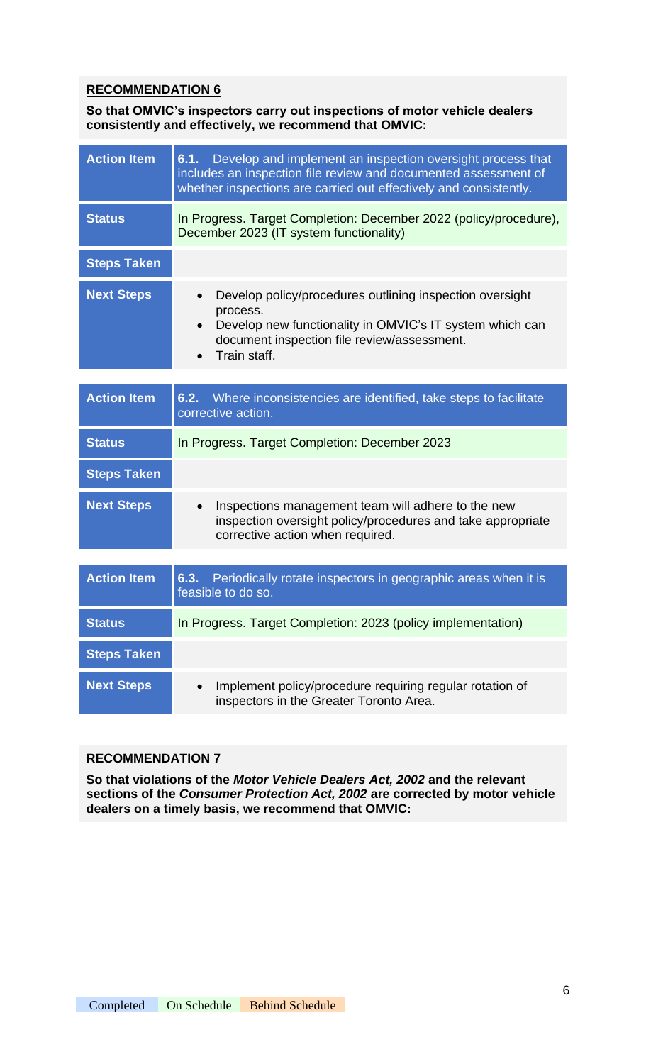**RECOMMENDATION 6**

**So that OMVIC's inspectors carry out inspections of motor vehicle dealers consistently and effectively, we recommend that OMVIC:**

| **Action Item** | **6.1.** Develop and implement an inspection oversight process that includes an inspection file review and documented assessment of whether inspections are carried out effectively and consistently. |
| --- | --- |
| **Status** | In Progress. Target Completion: December 2022 (policy/procedure), December 2023 (IT system functionality) |
| **Steps Taken** | |
| **Next Steps** | • Develop policy/procedures outlining inspection oversight process.<br>• Develop new functionality in OMVIC's IT system which can document inspection file review/assessment.<br>• Train staff. |

| **Action Item** | **6.2.** Where inconsistencies are identified, take steps to facilitate corrective action. |
| --- | --- |
| **Status** | In Progress. Target Completion: December 2023 |
| **Steps Taken** | |
| **Next Steps** | • Inspections management team will adhere to the new inspection oversight policy/procedures and take appropriate corrective action when required. |

| **Action Item** | **6.3.** Periodically rotate inspectors in geographic areas when it is feasible to do so. |
| --- | --- |
| **Status** | In Progress. Target Completion: 2023 (policy implementation) |
| **Steps Taken** | |
| **Next Steps** | • Implement policy/procedure requiring regular rotation of inspectors in the Greater Toronto Area. |

**RECOMMENDATION 7**

**So that violations of the *Motor Vehicle Dealers Act, 2002* and the relevant sections of the *Consumer Protection Act, 2002* are corrected by motor vehicle dealers on a timely basis, we recommend that OMVIC:**

Completed | On Schedule | Behind Schedule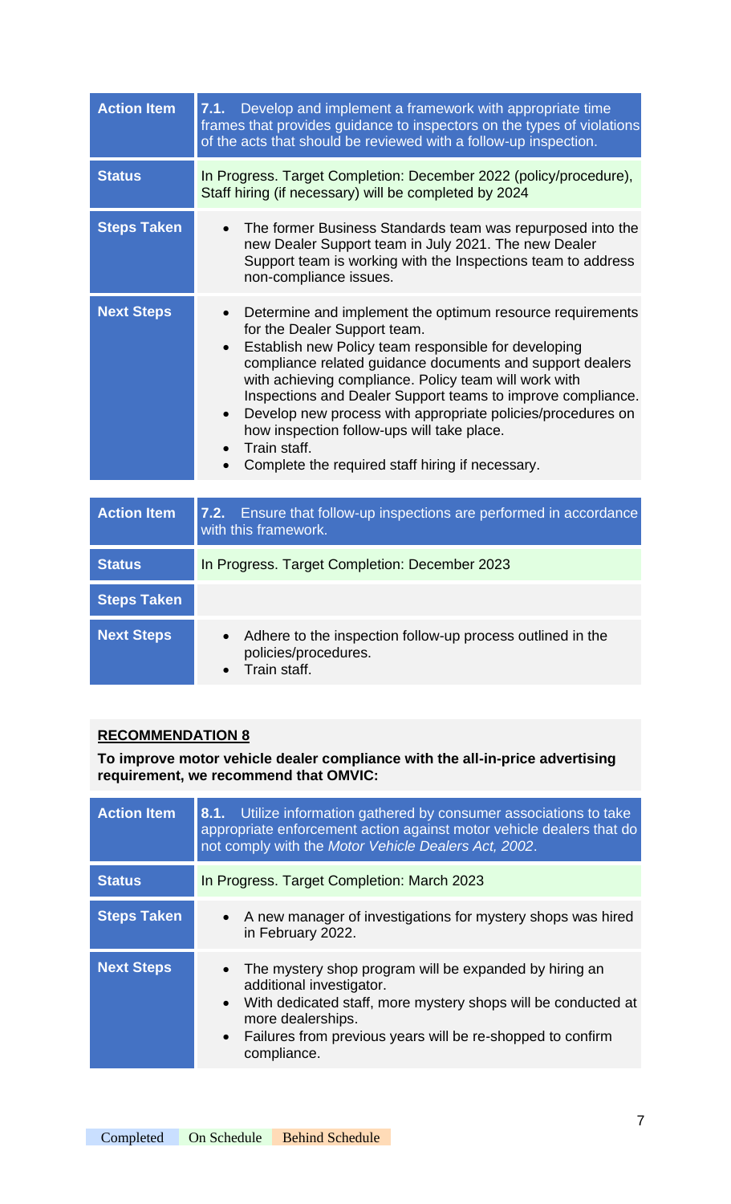| Action Item | **7.1.** Develop and implement a framework with appropriate time frames that provides guidance to inspectors on the types of violations of the acts that should be reviewed with a follow-up inspection. |
|---|---|
| Status | In Progress. Target Completion: December 2022 (policy/procedure), Staff hiring (if necessary) will be completed by 2024 |
| Steps Taken | • The former Business Standards team was repurposed into the new Dealer Support team in July 2021. The new Dealer Support team is working with the Inspections team to address non-compliance issues. |
| Next Steps | • Determine and implement the optimum resource requirements for the Dealer Support team. <br>• Establish new Policy team responsible for developing compliance related guidance documents and support dealers with achieving compliance. Policy team will work with Inspections and Dealer Support teams to improve compliance. <br>• Develop new process with appropriate policies/procedures on how inspection follow-ups will take place. <br>• Train staff. <br>• Complete the required staff hiring if necessary. |

| Action Item | **7.2.** Ensure that follow-up inspections are performed in accordance with this framework. |
|---|---|
| Status | In Progress. Target Completion: December 2023 |
| Steps Taken | |
| Next Steps | • Adhere to the inspection follow-up process outlined in the policies/procedures. <br>• Train staff. |

**RECOMMENDATION 8**

**To improve motor vehicle dealer compliance with the all-in-price advertising requirement, we recommend that OMVIC:**

| Action Item | **8.1.** Utilize information gathered by consumer associations to take appropriate enforcement action against motor vehicle dealers that do not comply with the *Motor Vehicle Dealers Act, 2002*. |
|---|---|
| Status | In Progress. Target Completion: March 2023 |
| Steps Taken | • A new manager of investigations for mystery shops was hired in February 2022. |
| Next Steps | • The mystery shop program will be expanded by hiring an additional investigator. <br>• With dedicated staff, more mystery shops will be conducted at more dealerships. <br>• Failures from previous years will be re-shopped to confirm compliance. |

Completed | On Schedule | Behind Schedule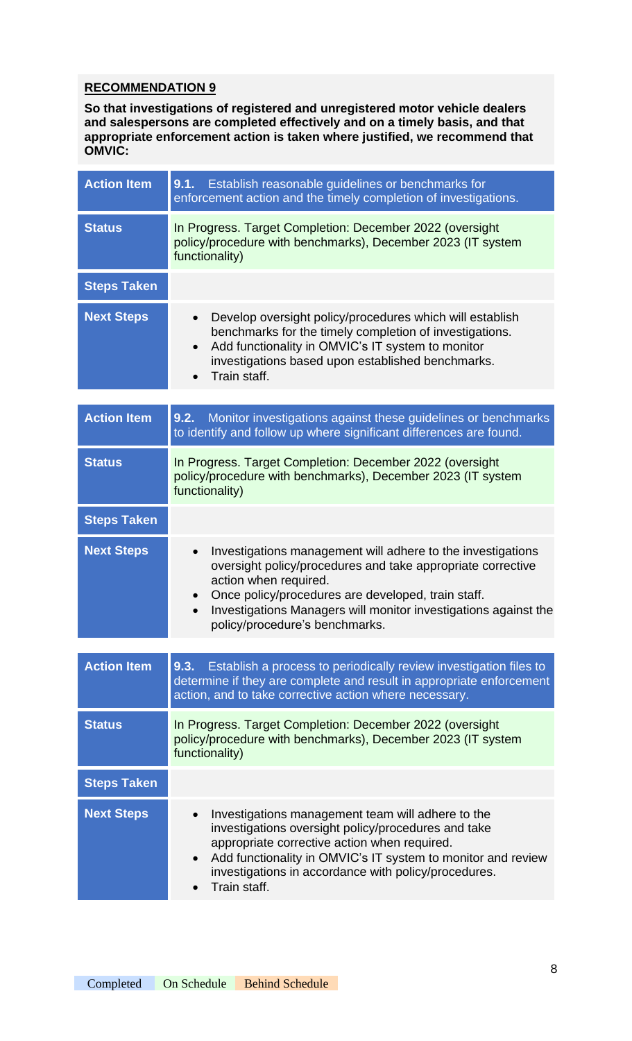**RECOMMENDATION 9**

**So that investigations of registered and unregistered motor vehicle dealers and salespersons are completed effectively and on a timely basis, and that appropriate enforcement action is taken where justified, we recommend that OMVIC:**

| **Action Item** | **9.1.** Establish reasonable guidelines or benchmarks for enforcement action and the timely completion of investigations. |
|---|---|
| **Status** | In Progress. Target Completion: December 2022 (oversight policy/procedure with benchmarks), December 2023 (IT system functionality) |
| **Steps Taken** | |
| **Next Steps** | • Develop oversight policy/procedures which will establish benchmarks for the timely completion of investigations.<br>• Add functionality in OMVIC's IT system to monitor investigations based upon established benchmarks.<br>• Train staff. |

| **Action Item** | **9.2.** Monitor investigations against these guidelines or benchmarks to identify and follow up where significant differences are found. |
|---|---|
| **Status** | In Progress. Target Completion: December 2022 (oversight policy/procedure with benchmarks), December 2023 (IT system functionality) |
| **Steps Taken** | |
| **Next Steps** | • Investigations management will adhere to the investigations oversight policy/procedures and take appropriate corrective action when required.<br>• Once policy/procedures are developed, train staff.<br>• Investigations Managers will monitor investigations against the policy/procedure's benchmarks. |

| **Action Item** | **9.3.** Establish a process to periodically review investigation files to determine if they are complete and result in appropriate enforcement action, and to take corrective action where necessary. |
|---|---|
| **Status** | In Progress. Target Completion: December 2022 (oversight policy/procedure with benchmarks), December 2023 (IT system functionality) |
| **Steps Taken** | |
| **Next Steps** | • Investigations management team will adhere to the investigations oversight policy/procedures and take appropriate corrective action when required.<br>• Add functionality in OMVIC's IT system to monitor and review investigations in accordance with policy/procedures.<br>• Train staff. |

Completed | On Schedule | Behind Schedule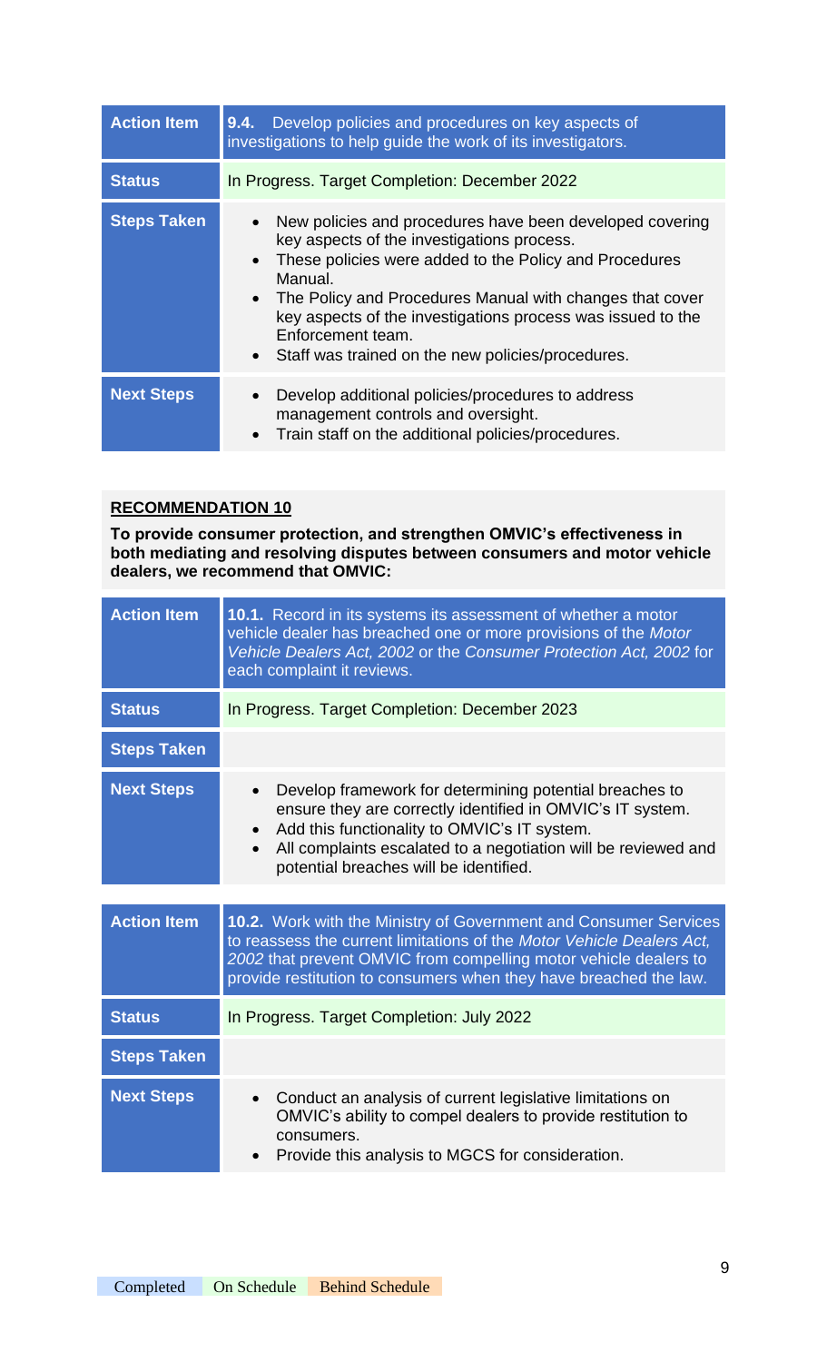| Action Item | **9.4.** Develop policies and procedures on key aspects of investigations to help guide the work of its investigators. |
|---|---|
| Status | In Progress. Target Completion: December 2022 |
| Steps Taken | • New policies and procedures have been developed covering key aspects of the investigations process.<br>• These policies were added to the Policy and Procedures Manual.<br>• The Policy and Procedures Manual with changes that cover key aspects of the investigations process was issued to the Enforcement team.<br>• Staff was trained on the new policies/procedures. |
| Next Steps | • Develop additional policies/procedures to address management controls and oversight.<br>• Train staff on the additional policies/procedures. |

**RECOMMENDATION 10**

**To provide consumer protection, and strengthen OMVIC's effectiveness in both mediating and resolving disputes between consumers and motor vehicle dealers, we recommend that OMVIC:**

| Action Item | **10.1.** Record in its systems its assessment of whether a motor vehicle dealer has breached one or more provisions of the *Motor Vehicle Dealers Act, 2002* or the *Consumer Protection Act, 2002* for each complaint it reviews. |
|---|---|
| Status | In Progress. Target Completion: December 2023 |
| Steps Taken | |
| Next Steps | • Develop framework for determining potential breaches to ensure they are correctly identified in OMVIC's IT system.<br>• Add this functionality to OMVIC's IT system.<br>• All complaints escalated to a negotiation will be reviewed and potential breaches will be identified. |

| Action Item | **10.2.** Work with the Ministry of Government and Consumer Services to reassess the current limitations of the *Motor Vehicle Dealers Act, 2002* that prevent OMVIC from compelling motor vehicle dealers to provide restitution to consumers when they have breached the law. |
|---|---|
| Status | In Progress. Target Completion: July 2022 |
| Steps Taken | |
| Next Steps | • Conduct an analysis of current legislative limitations on OMVIC's ability to compel dealers to provide restitution to consumers.<br>• Provide this analysis to MGCS for consideration. |

Completed | On Schedule | Behind Schedule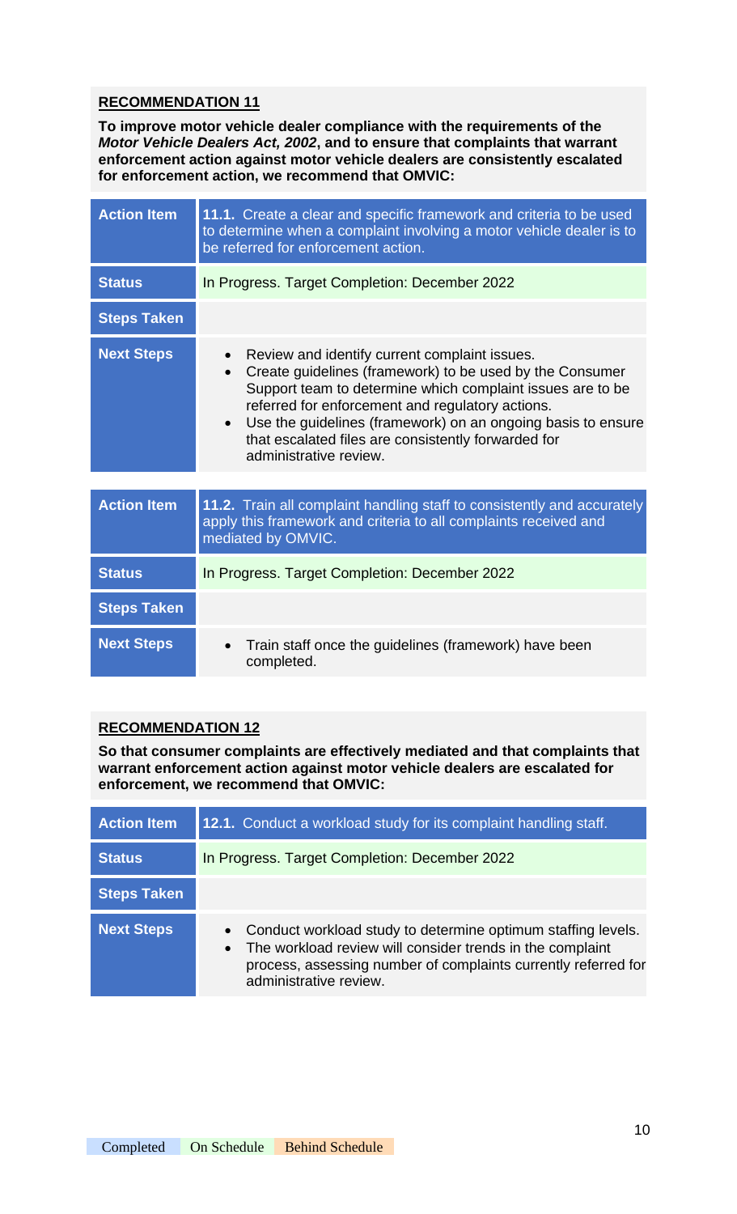**RECOMMENDATION 11**

**To improve motor vehicle dealer compliance with the requirements of the *Motor Vehicle Dealers Act, 2002*, and to ensure that complaints that warrant enforcement action against motor vehicle dealers are consistently escalated for enforcement action, we recommend that OMVIC:**

| Action Item | **11.1.** Create a clear and specific framework and criteria to be used to determine when a complaint involving a motor vehicle dealer is to be referred for enforcement action. |
|---|---|
| Status | In Progress. Target Completion: December 2022 |
| Steps Taken | |
| Next Steps | • Review and identify current complaint issues.<br>• Create guidelines (framework) to be used by the Consumer Support team to determine which complaint issues are to be referred for enforcement and regulatory actions.<br>• Use the guidelines (framework) on an ongoing basis to ensure that escalated files are consistently forwarded for administrative review. |

| Action Item | **11.2.** Train all complaint handling staff to consistently and accurately apply this framework and criteria to all complaints received and mediated by OMVIC. |
|---|---|
| Status | In Progress. Target Completion: December 2022 |
| Steps Taken | |
| Next Steps | • Train staff once the guidelines (framework) have been completed. |

**RECOMMENDATION 12**

**So that consumer complaints are effectively mediated and that complaints that warrant enforcement action against motor vehicle dealers are escalated for enforcement, we recommend that OMVIC:**

| Action Item | **12.1.** Conduct a workload study for its complaint handling staff. |
|---|---|
| Status | In Progress. Target Completion: December 2022 |
| Steps Taken | |
| Next Steps | • Conduct workload study to determine optimum staffing levels.<br>• The workload review will consider trends in the complaint process, assessing number of complaints currently referred for administrative review. |

Completed On Schedule Behind Schedule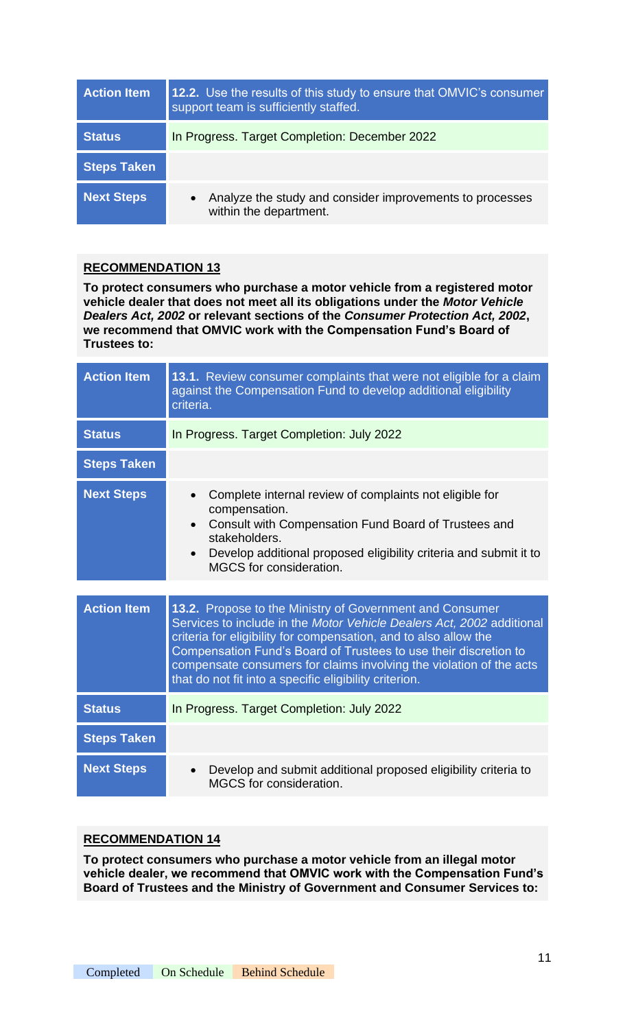| Action Item | **12.2.** Use the results of this study to ensure that OMVIC's consumer support team is sufficiently staffed. |
|---|---|
| **Status** | In Progress. Target Completion: December 2022 |
| **Steps Taken** | |
| **Next Steps** | • Analyze the study and consider improvements to processes within the department. |

**RECOMMENDATION 13**

**To protect consumers who purchase a motor vehicle from a registered motor vehicle dealer that does not meet all its obligations under the *Motor Vehicle Dealers Act, 2002* or relevant sections of the *Consumer Protection Act, 2002*, we recommend that OMVIC work with the Compensation Fund's Board of Trustees to:**

| Action Item | **13.1.** Review consumer complaints that were not eligible for a claim against the Compensation Fund to develop additional eligibility criteria. |
|---|---|
| **Status** | In Progress. Target Completion: July 2022 |
| **Steps Taken** | |
| **Next Steps** | • Complete internal review of complaints not eligible for compensation.<br>• Consult with Compensation Fund Board of Trustees and stakeholders.<br>• Develop additional proposed eligibility criteria and submit it to MGCS for consideration. |

| Action Item | **13.2.** Propose to the Ministry of Government and Consumer Services to include in the *Motor Vehicle Dealers Act, 2002* additional criteria for eligibility for compensation, and to also allow the Compensation Fund's Board of Trustees to use their discretion to compensate consumers for claims involving the violation of the acts that do not fit into a specific eligibility criterion. |
|---|---|
| **Status** | In Progress. Target Completion: July 2022 |
| **Steps Taken** | |
| **Next Steps** | • Develop and submit additional proposed eligibility criteria to MGCS for consideration. |

**RECOMMENDATION 14**

**To protect consumers who purchase a motor vehicle from an illegal motor vehicle dealer, we recommend that OMVIC work with the Compensation Fund's Board of Trustees and the Ministry of Government and Consumer Services to:**

Completed On Schedule Behind Schedule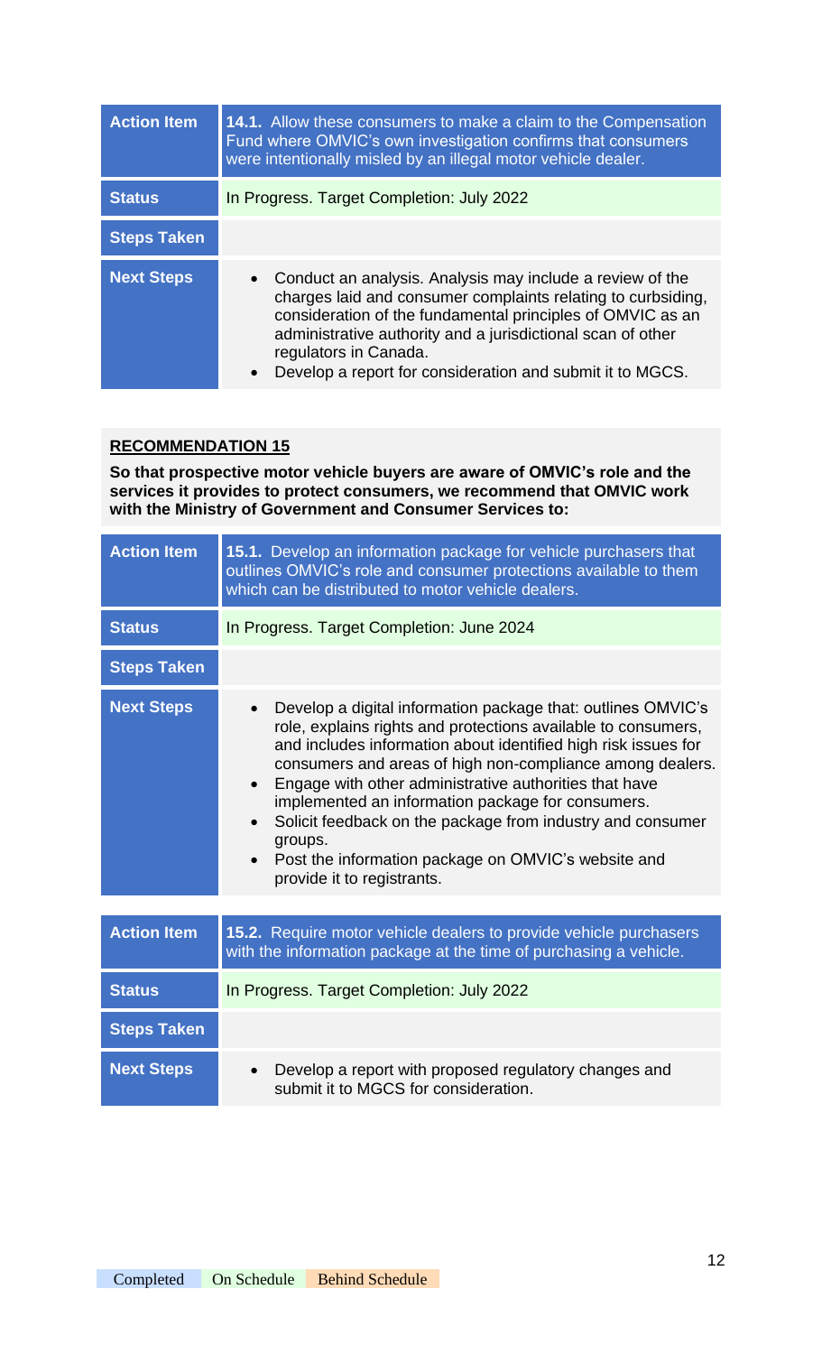| Action Item | **14.1.** Allow these consumers to make a claim to the Compensation Fund where OMVIC's own investigation confirms that consumers were intentionally misled by an illegal motor vehicle dealer. |
|---|---|
| Status | In Progress. Target Completion: July 2022 |
| Steps Taken | |
| Next Steps | • Conduct an analysis. Analysis may include a review of the charges laid and consumer complaints relating to curbsiding, consideration of the fundamental principles of OMVIC as an administrative authority and a jurisdictional scan of other regulators in Canada.<br>• Develop a report for consideration and submit it to MGCS. |

**RECOMMENDATION 15**

**So that prospective motor vehicle buyers are aware of OMVIC's role and the services it provides to protect consumers, we recommend that OMVIC work with the Ministry of Government and Consumer Services to:**

| Action Item | **15.1.** Develop an information package for vehicle purchasers that outlines OMVIC's role and consumer protections available to them which can be distributed to motor vehicle dealers. |
|---|---|
| Status | In Progress. Target Completion: June 2024 |
| Steps Taken | |
| Next Steps | • Develop a digital information package that: outlines OMVIC's role, explains rights and protections available to consumers, and includes information about identified high risk issues for consumers and areas of high non-compliance among dealers.<br>• Engage with other administrative authorities that have implemented an information package for consumers.<br>• Solicit feedback on the package from industry and consumer groups.<br>• Post the information package on OMVIC's website and provide it to registrants. |

| Action Item | **15.2.** Require motor vehicle dealers to provide vehicle purchasers with the information package at the time of purchasing a vehicle. |
|---|---|
| Status | In Progress. Target Completion: July 2022 |
| Steps Taken | |
| Next Steps | • Develop a report with proposed regulatory changes and submit it to MGCS for consideration. |

Completed | On Schedule | Behind Schedule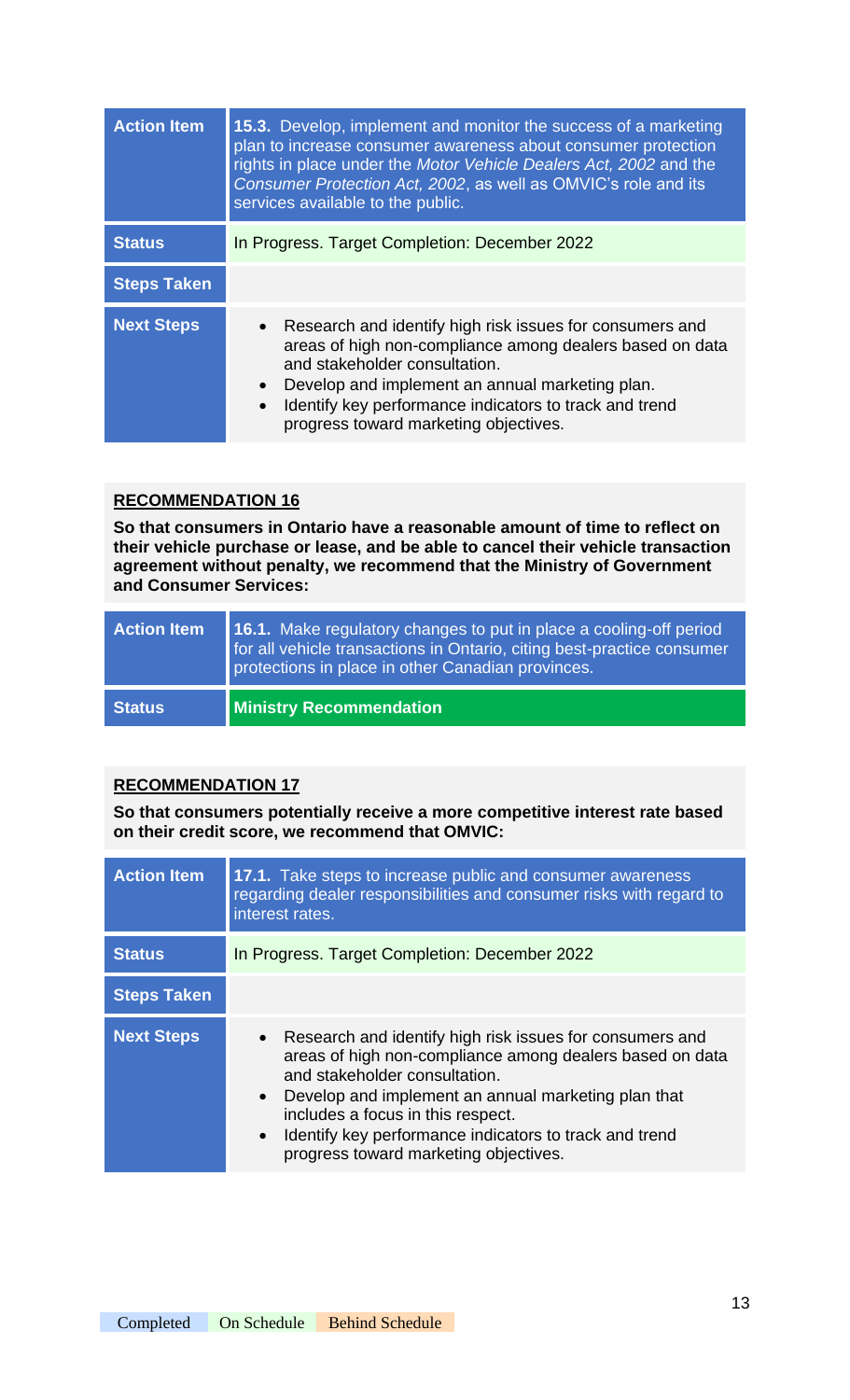| Action Item | **15.3.** Develop, implement and monitor the success of a marketing plan to increase consumer awareness about consumer protection rights in place under the *Motor Vehicle Dealers Act, 2002* and the *Consumer Protection Act, 2002*, as well as OMVIC's role and its services available to the public. |
| --- | --- |
| **Status** | In Progress. Target Completion: December 2022 |
| **Steps Taken** | |
| **Next Steps** | • Research and identify high risk issues for consumers and areas of high non-compliance among dealers based on data and stakeholder consultation.<br>• Develop and implement an annual marketing plan.<br>• Identify key performance indicators to track and trend progress toward marketing objectives. |

**RECOMMENDATION 16**

**So that consumers in Ontario have a reasonable amount of time to reflect on their vehicle purchase or lease, and be able to cancel their vehicle transaction agreement without penalty, we recommend that the Ministry of Government and Consumer Services:**

| Action Item | **16.1.** Make regulatory changes to put in place a cooling-off period for all vehicle transactions in Ontario, citing best-practice consumer protections in place in other Canadian provinces. |
| --- | --- |
| **Status** | **Ministry Recommendation** |

**RECOMMENDATION 17**

**So that consumers potentially receive a more competitive interest rate based on their credit score, we recommend that OMVIC:**

| Action Item | **17.1.** Take steps to increase public and consumer awareness regarding dealer responsibilities and consumer risks with regard to interest rates. |
| --- | --- |
| **Status** | In Progress. Target Completion: December 2022 |
| **Steps Taken** | |
| **Next Steps** | • Research and identify high risk issues for consumers and areas of high non-compliance among dealers based on data and stakeholder consultation.<br>• Develop and implement an annual marketing plan that includes a focus in this respect.<br>• Identify key performance indicators to track and trend progress toward marketing objectives. |

Completed | On Schedule | Behind Schedule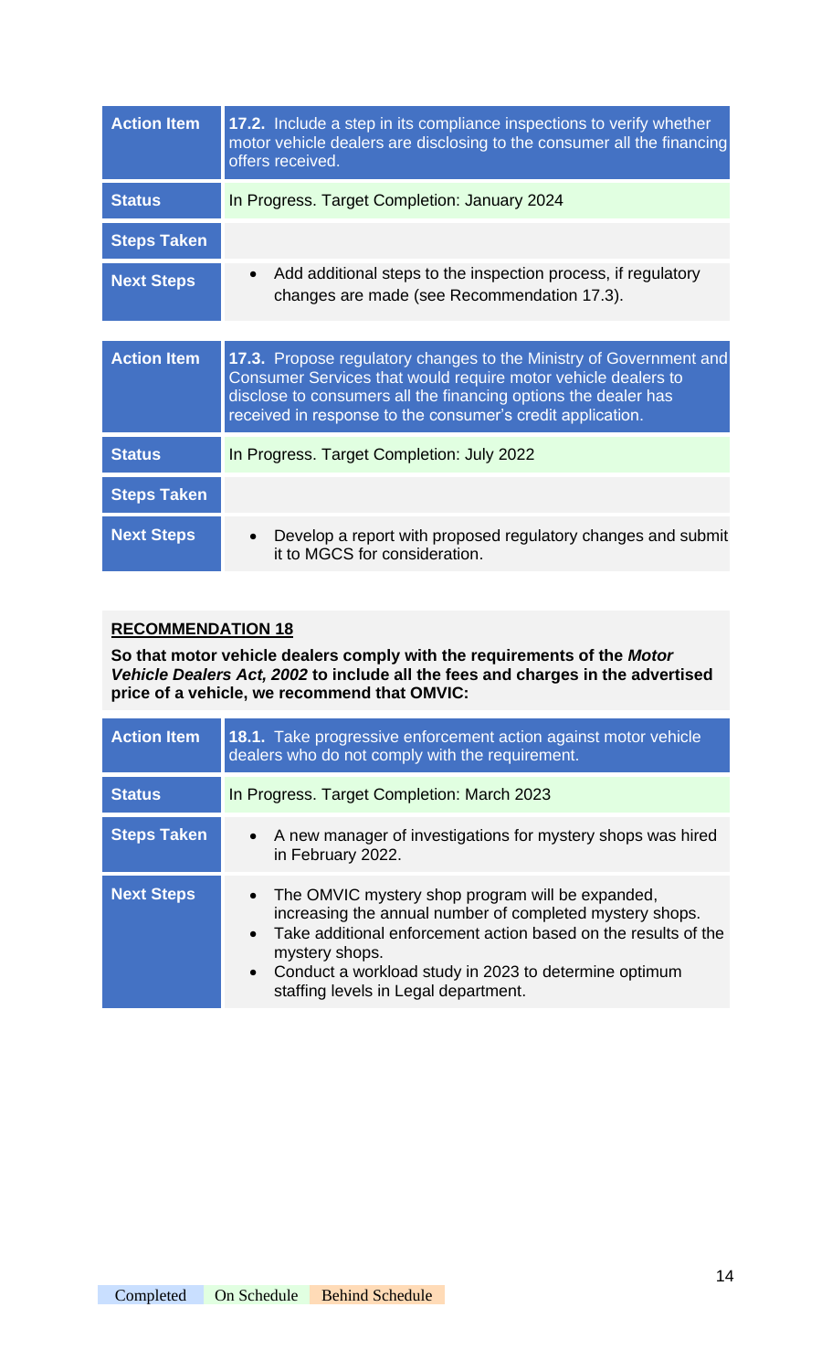| Action Item | **17.2.** Include a step in its compliance inspections to verify whether motor vehicle dealers are disclosing to the consumer all the financing offers received. |
| --- | --- |
| Status | In Progress. Target Completion: January 2024 |
| Steps Taken | |
| Next Steps | • Add additional steps to the inspection process, if regulatory changes are made (see Recommendation 17.3). |

| Action Item | **17.3.** Propose regulatory changes to the Ministry of Government and Consumer Services that would require motor vehicle dealers to disclose to consumers all the financing options the dealer has received in response to the consumer's credit application. |
| --- | --- |
| Status | In Progress. Target Completion: July 2022 |
| Steps Taken | |
| Next Steps | • Develop a report with proposed regulatory changes and submit it to MGCS for consideration. |

**RECOMMENDATION 18**

**So that motor vehicle dealers comply with the requirements of the *Motor Vehicle Dealers Act, 2002* to include all the fees and charges in the advertised price of a vehicle, we recommend that OMVIC:**

| Action Item | **18.1.** Take progressive enforcement action against motor vehicle dealers who do not comply with the requirement. |
| --- | --- |
| Status | In Progress. Target Completion: March 2023 |
| Steps Taken | • A new manager of investigations for mystery shops was hired in February 2022. |
| Next Steps | • The OMVIC mystery shop program will be expanded, increasing the annual number of completed mystery shops.<br>• Take additional enforcement action based on the results of the mystery shops.<br>• Conduct a workload study in 2023 to determine optimum staffing levels in Legal department. |

Completed | On Schedule | Behind Schedule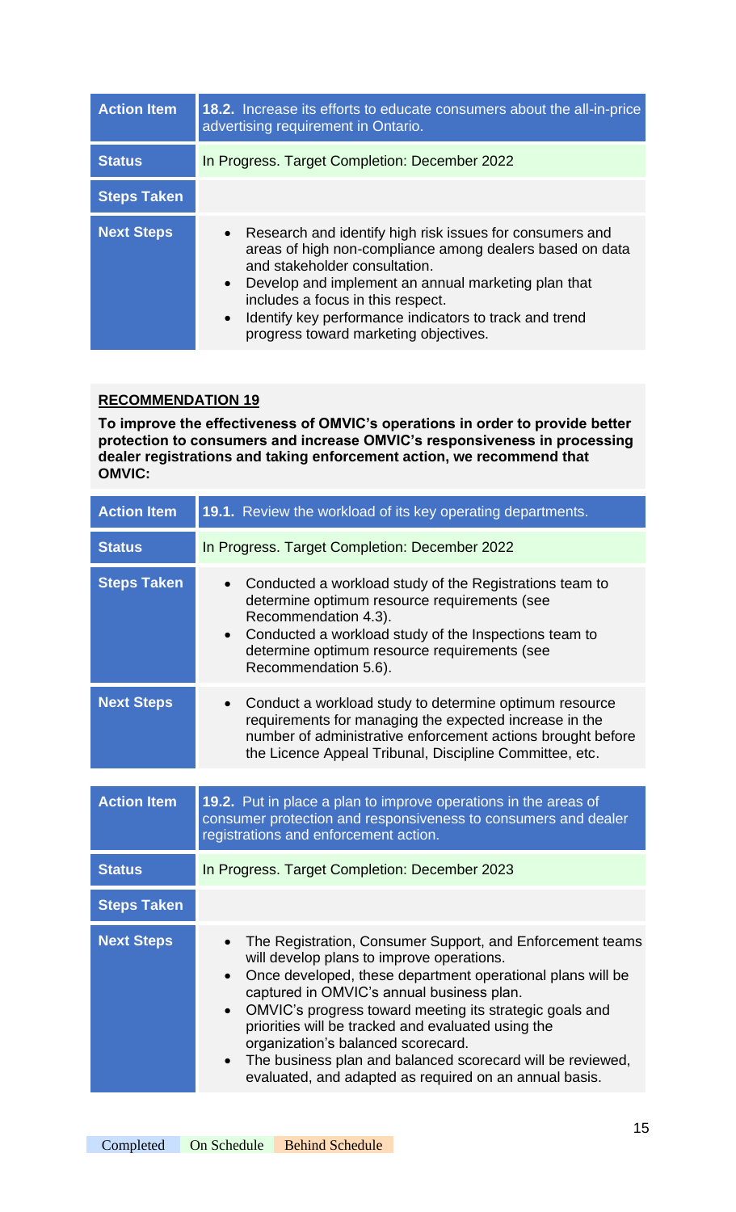| Action Item | **18.2.** Increase its efforts to educate consumers about the all-in-price advertising requirement in Ontario. |
|---|---|
| Status | In Progress. Target Completion: December 2022 |
| Steps Taken | |
| Next Steps | • Research and identify high risk issues for consumers and areas of high non-compliance among dealers based on data and stakeholder consultation.<br>• Develop and implement an annual marketing plan that includes a focus in this respect.<br>• Identify key performance indicators to track and trend progress toward marketing objectives. |

**RECOMMENDATION 19**

**To improve the effectiveness of OMVIC's operations in order to provide better protection to consumers and increase OMVIC's responsiveness in processing dealer registrations and taking enforcement action, we recommend that OMVIC:**

| Action Item | **19.1.** Review the workload of its key operating departments. |
|---|---|
| Status | In Progress. Target Completion: December 2022 |
| Steps Taken | • Conducted a workload study of the Registrations team to determine optimum resource requirements (see Recommendation 4.3).<br>• Conducted a workload study of the Inspections team to determine optimum resource requirements (see Recommendation 5.6). |
| Next Steps | • Conduct a workload study to determine optimum resource requirements for managing the expected increase in the number of administrative enforcement actions brought before the Licence Appeal Tribunal, Discipline Committee, etc. |

| Action Item | **19.2.** Put in place a plan to improve operations in the areas of consumer protection and responsiveness to consumers and dealer registrations and enforcement action. |
|---|---|
| Status | In Progress. Target Completion: December 2023 |
| Steps Taken | |
| Next Steps | • The Registration, Consumer Support, and Enforcement teams will develop plans to improve operations.<br>• Once developed, these department operational plans will be captured in OMVIC's annual business plan.<br>• OMVIC's progress toward meeting its strategic goals and priorities will be tracked and evaluated using the organization's balanced scorecard.<br>• The business plan and balanced scorecard will be reviewed, evaluated, and adapted as required on an annual basis. |

Completed | On Schedule | Behind Schedule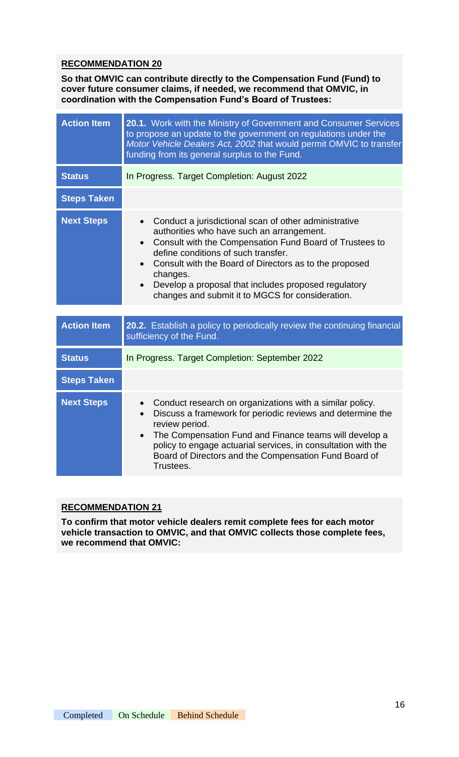**RECOMMENDATION 20**

**So that OMVIC can contribute directly to the Compensation Fund (Fund) to cover future consumer claims, if needed, we recommend that OMVIC, in coordination with the Compensation Fund's Board of Trustees:**

| **Action Item** | **20.1.** Work with the Ministry of Government and Consumer Services to propose an update to the government on regulations under the *Motor Vehicle Dealers Act, 2002* that would permit OMVIC to transfer funding from its general surplus to the Fund. |
|---|---|
| **Status** | In Progress. Target Completion: August 2022 |
| **Steps Taken** | |
| **Next Steps** | • Conduct a jurisdictional scan of other administrative authorities who have such an arrangement.<br>• Consult with the Compensation Fund Board of Trustees to define conditions of such transfer.<br>• Consult with the Board of Directors as to the proposed changes.<br>• Develop a proposal that includes proposed regulatory changes and submit it to MGCS for consideration. |

| **Action Item** | **20.2.** Establish a policy to periodically review the continuing financial sufficiency of the Fund. |
|---|---|
| **Status** | In Progress. Target Completion: September 2022 |
| **Steps Taken** | |
| **Next Steps** | • Conduct research on organizations with a similar policy.<br>• Discuss a framework for periodic reviews and determine the review period.<br>• The Compensation Fund and Finance teams will develop a policy to engage actuarial services, in consultation with the Board of Directors and the Compensation Fund Board of Trustees. |

**RECOMMENDATION 21**

**To confirm that motor vehicle dealers remit complete fees for each motor vehicle transaction to OMVIC, and that OMVIC collects those complete fees, we recommend that OMVIC:**

Completed | On Schedule | Behind Schedule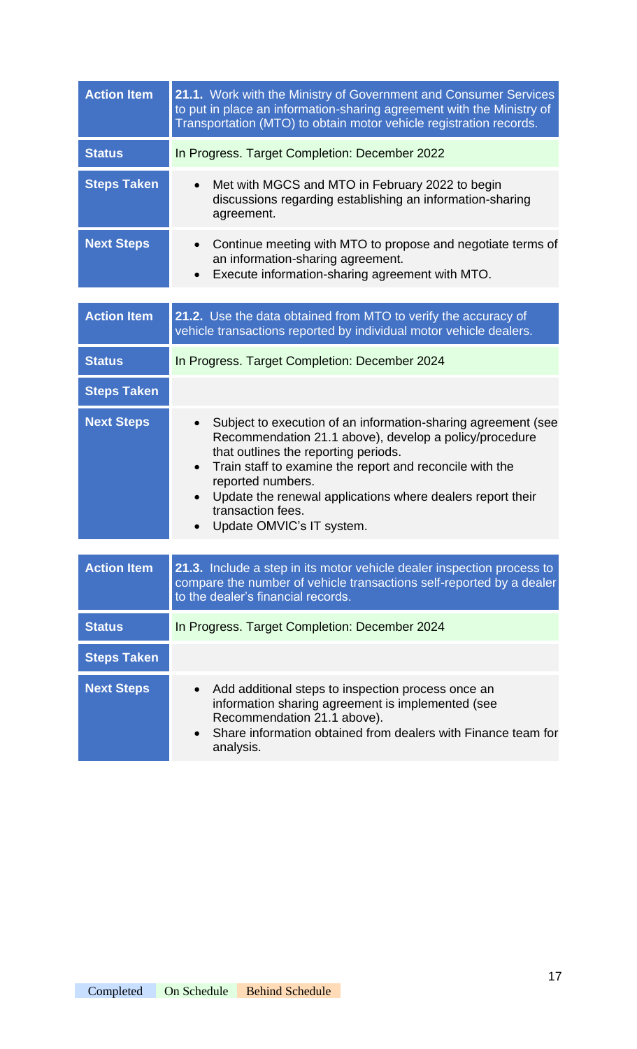| Action Item | 21.1. Work with the Ministry of Government and Consumer Services to put in place an information-sharing agreement with the Ministry of Transportation (MTO) to obtain motor vehicle registration records. |
|---|---|
| Status | In Progress. Target Completion: December 2022 |
| Steps Taken | • Met with MGCS and MTO in February 2022 to begin discussions regarding establishing an information-sharing agreement. |
| Next Steps | • Continue meeting with MTO to propose and negotiate terms of an information-sharing agreement.<br>• Execute information-sharing agreement with MTO. |

| Action Item | 21.2. Use the data obtained from MTO to verify the accuracy of vehicle transactions reported by individual motor vehicle dealers. |
|---|---|
| Status | In Progress. Target Completion: December 2024 |
| Steps Taken | |
| Next Steps | • Subject to execution of an information-sharing agreement (see Recommendation 21.1 above), develop a policy/procedure that outlines the reporting periods.<br>• Train staff to examine the report and reconcile with the reported numbers.<br>• Update the renewal applications where dealers report their transaction fees.<br>• Update OMVIC's IT system. |

| Action Item | 21.3. Include a step in its motor vehicle dealer inspection process to compare the number of vehicle transactions self-reported by a dealer to the dealer's financial records. |
|---|---|
| Status | In Progress. Target Completion: December 2024 |
| Steps Taken | |
| Next Steps | • Add additional steps to inspection process once an information sharing agreement is implemented (see Recommendation 21.1 above).<br>• Share information obtained from dealers with Finance team for analysis. |

Completed On Schedule Behind Schedule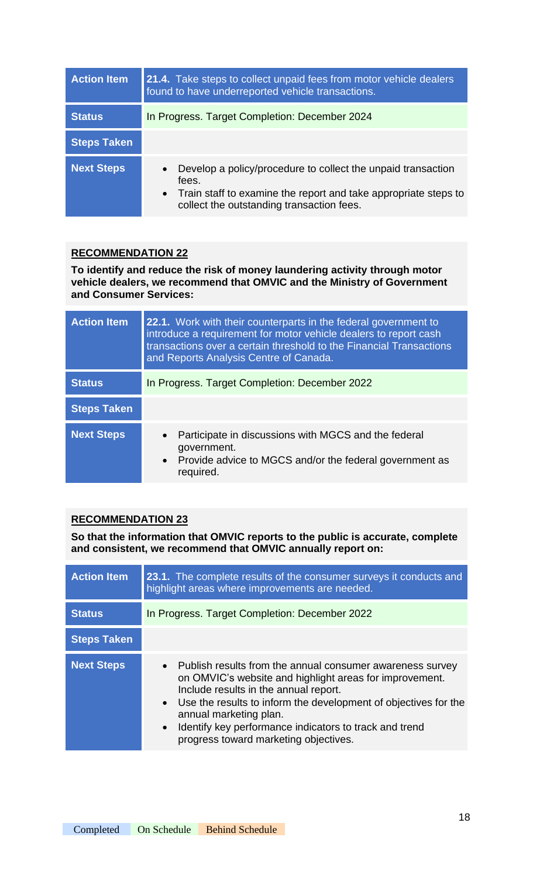| Action Item | **21.4.** Take steps to collect unpaid fees from motor vehicle dealers found to have underreported vehicle transactions. |
|---|---|
| Status | In Progress. Target Completion: December 2024 |
| Steps Taken | |
| Next Steps | • Develop a policy/procedure to collect the unpaid transaction fees.<br>• Train staff to examine the report and take appropriate steps to collect the outstanding transaction fees. |

**RECOMMENDATION 22**

**To identify and reduce the risk of money laundering activity through motor vehicle dealers, we recommend that OMVIC and the Ministry of Government and Consumer Services:**

| Action Item | **22.1.** Work with their counterparts in the federal government to introduce a requirement for motor vehicle dealers to report cash transactions over a certain threshold to the Financial Transactions and Reports Analysis Centre of Canada. |
|---|---|
| Status | In Progress. Target Completion: December 2022 |
| Steps Taken | |
| Next Steps | • Participate in discussions with MGCS and the federal government.<br>• Provide advice to MGCS and/or the federal government as required. |

**RECOMMENDATION 23**

**So that the information that OMVIC reports to the public is accurate, complete and consistent, we recommend that OMVIC annually report on:**

| Action Item | **23.1.** The complete results of the consumer surveys it conducts and highlight areas where improvements are needed. |
|---|---|
| Status | In Progress. Target Completion: December 2022 |
| Steps Taken | |
| Next Steps | • Publish results from the annual consumer awareness survey on OMVIC's website and highlight areas for improvement. Include results in the annual report.<br>• Use the results to inform the development of objectives for the annual marketing plan.<br>• Identify key performance indicators to track and trend progress toward marketing objectives. |

Completed On Schedule Behind Schedule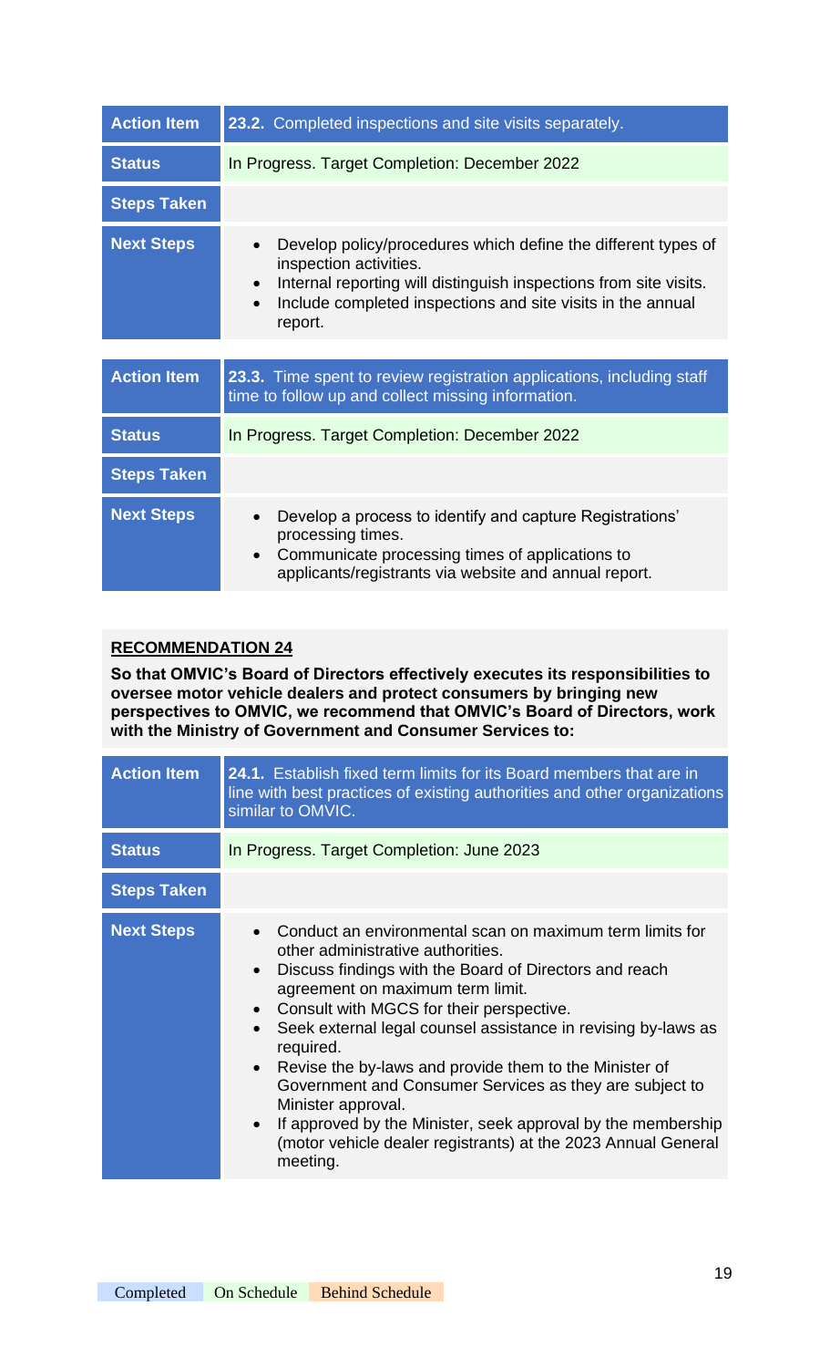| Action Item | **23.2.** Completed inspections and site visits separately. |
|---|---|
| Status | In Progress. Target Completion: December 2022 |
| Steps Taken | |
| Next Steps | • Develop policy/procedures which define the different types of inspection activities.<br>• Internal reporting will distinguish inspections from site visits.<br>• Include completed inspections and site visits in the annual report. |

| Action Item | **23.3.** Time spent to review registration applications, including staff time to follow up and collect missing information. |
|---|---|
| Status | In Progress. Target Completion: December 2022 |
| Steps Taken | |
| Next Steps | • Develop a process to identify and capture Registrations' processing times.<br>• Communicate processing times of applications to applicants/registrants via website and annual report. |

**RECOMMENDATION 24**

**So that OMVIC's Board of Directors effectively executes its responsibilities to oversee motor vehicle dealers and protect consumers by bringing new perspectives to OMVIC, we recommend that OMVIC's Board of Directors, work with the Ministry of Government and Consumer Services to:**

| Action Item | **24.1.** Establish fixed term limits for its Board members that are in line with best practices of existing authorities and other organizations similar to OMVIC. |
|---|---|
| Status | In Progress. Target Completion: June 2023 |
| Steps Taken | |
| Next Steps | • Conduct an environmental scan on maximum term limits for other administrative authorities.<br>• Discuss findings with the Board of Directors and reach agreement on maximum term limit.<br>• Consult with MGCS for their perspective.<br>• Seek external legal counsel assistance in revising by-laws as required.<br>• Revise the by-laws and provide them to the Minister of Government and Consumer Services as they are subject to Minister approval.<br>• If approved by the Minister, seek approval by the membership (motor vehicle dealer registrants) at the 2023 Annual General meeting. |

Completed On Schedule Behind Schedule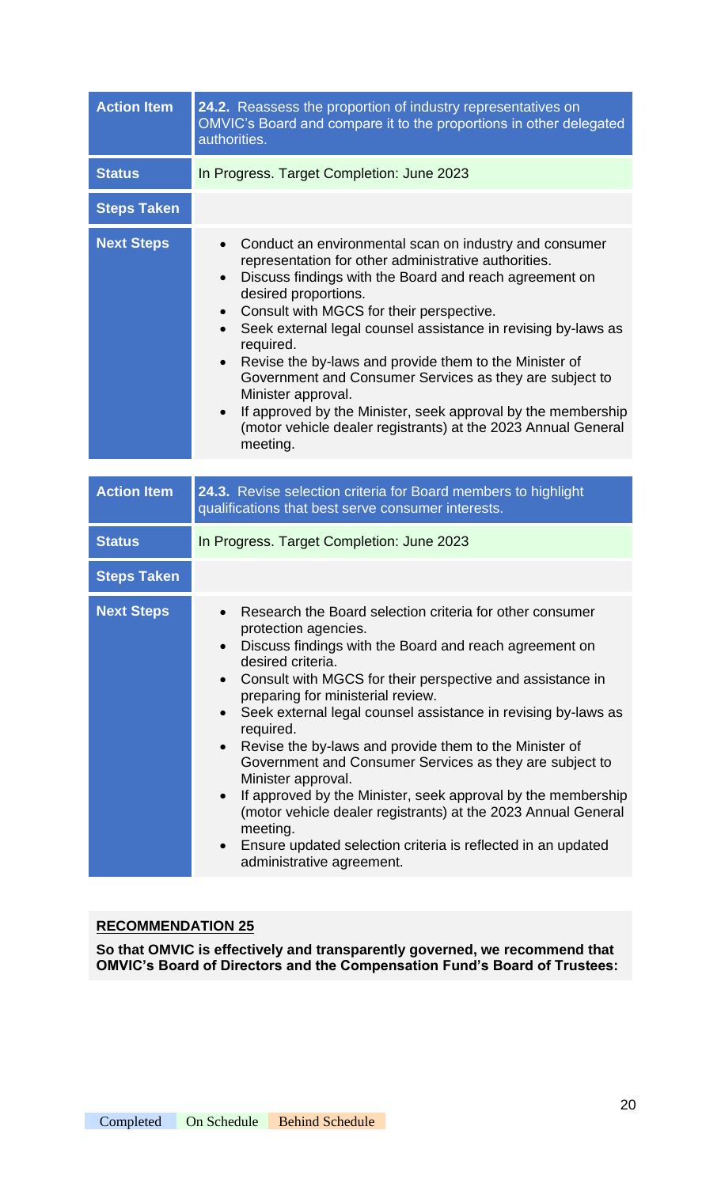| Action Item | **24.2.** Reassess the proportion of industry representatives on OMVIC's Board and compare it to the proportions in other delegated authorities. |
|---|---|
| Status | In Progress. Target Completion: June 2023 |
| Steps Taken | |
| Next Steps | • Conduct an environmental scan on industry and consumer representation for other administrative authorities.<br>• Discuss findings with the Board and reach agreement on desired proportions.<br>• Consult with MGCS for their perspective.<br>• Seek external legal counsel assistance in revising by-laws as required.<br>• Revise the by-laws and provide them to the Minister of Government and Consumer Services as they are subject to Minister approval.<br>• If approved by the Minister, seek approval by the membership (motor vehicle dealer registrants) at the 2023 Annual General meeting. |

| Action Item | **24.3.** Revise selection criteria for Board members to highlight qualifications that best serve consumer interests. |
|---|---|
| Status | In Progress. Target Completion: June 2023 |
| Steps Taken | |
| Next Steps | • Research the Board selection criteria for other consumer protection agencies.<br>• Discuss findings with the Board and reach agreement on desired criteria.<br>• Consult with MGCS for their perspective and assistance in preparing for ministerial review.<br>• Seek external legal counsel assistance in revising by-laws as required.<br>• Revise the by-laws and provide them to the Minister of Government and Consumer Services as they are subject to Minister approval.<br>• If approved by the Minister, seek approval by the membership (motor vehicle dealer registrants) at the 2023 Annual General meeting.<br>• Ensure updated selection criteria is reflected in an updated administrative agreement. |

**RECOMMENDATION 25**

**So that OMVIC is effectively and transparently governed, we recommend that OMVIC's Board of Directors and the Compensation Fund's Board of Trustees:**

Completed | On Schedule | Behind Schedule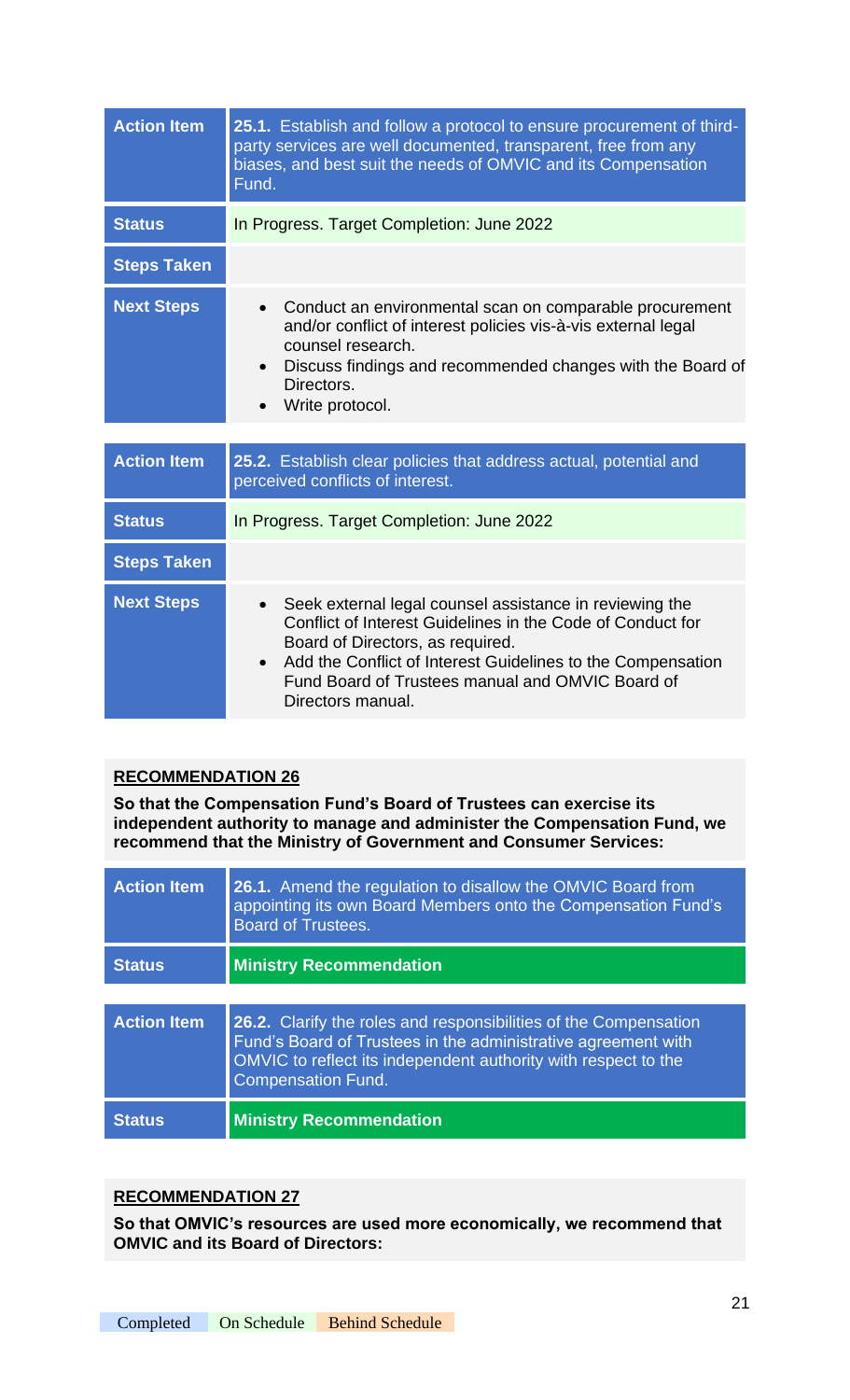| Action Item | **25.1.** Establish and follow a protocol to ensure procurement of third-party services are well documented, transparent, free from any biases, and best suit the needs of OMVIC and its Compensation Fund. |
|---|---|
| **Status** | In Progress. Target Completion: June 2022 |
| **Steps Taken** | |
| **Next Steps** | • Conduct an environmental scan on comparable procurement and/or conflict of interest policies vis-à-vis external legal counsel research.<br>• Discuss findings and recommended changes with the Board of Directors.<br>• Write protocol. |

| Action Item | **25.2.** Establish clear policies that address actual, potential and perceived conflicts of interest. |
|---|---|
| **Status** | In Progress. Target Completion: June 2022 |
| **Steps Taken** | |
| **Next Steps** | • Seek external legal counsel assistance in reviewing the Conflict of Interest Guidelines in the Code of Conduct for Board of Directors, as required.<br>• Add the Conflict of Interest Guidelines to the Compensation Fund Board of Trustees manual and OMVIC Board of Directors manual. |

**RECOMMENDATION 26**

**So that the Compensation Fund's Board of Trustees can exercise its independent authority to manage and administer the Compensation Fund, we recommend that the Ministry of Government and Consumer Services:**

| Action Item | **26.1.** Amend the regulation to disallow the OMVIC Board from appointing its own Board Members onto the Compensation Fund's Board of Trustees. |
|---|---|
| **Status** | **Ministry Recommendation** |

| Action Item | **26.2.** Clarify the roles and responsibilities of the Compensation Fund's Board of Trustees in the administrative agreement with OMVIC to reflect its independent authority with respect to the Compensation Fund. |
|---|---|
| **Status** | **Ministry Recommendation** |

**RECOMMENDATION 27**

**So that OMVIC's resources are used more economically, we recommend that OMVIC and its Board of Directors:**

Completed | On Schedule | Behind Schedule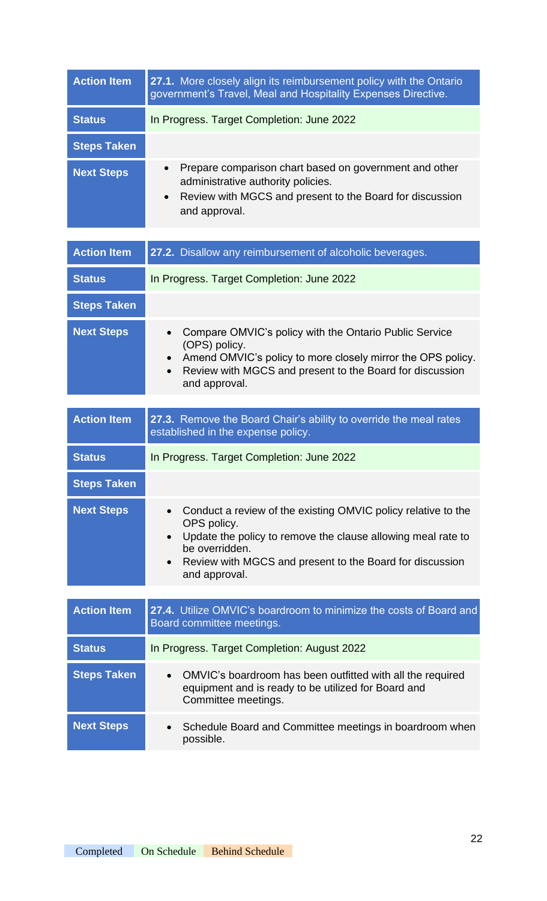| Action Item | **27.1.** More closely align its reimbursement policy with the Ontario government's Travel, Meal and Hospitality Expenses Directive. |
|---|---|
| Status | In Progress. Target Completion: June 2022 |
| Steps Taken | |
| Next Steps | • Prepare comparison chart based on government and other administrative authority policies.<br>• Review with MGCS and present to the Board for discussion and approval. |

| Action Item | **27.2.** Disallow any reimbursement of alcoholic beverages. |
|---|---|
| Status | In Progress. Target Completion: June 2022 |
| Steps Taken | |
| Next Steps | • Compare OMVIC's policy with the Ontario Public Service (OPS) policy.<br>• Amend OMVIC's policy to more closely mirror the OPS policy.<br>• Review with MGCS and present to the Board for discussion and approval. |

| Action Item | **27.3.** Remove the Board Chair's ability to override the meal rates established in the expense policy. |
|---|---|
| Status | In Progress. Target Completion: June 2022 |
| Steps Taken | |
| Next Steps | • Conduct a review of the existing OMVIC policy relative to the OPS policy.<br>• Update the policy to remove the clause allowing meal rate to be overridden.<br>• Review with MGCS and present to the Board for discussion and approval. |

| Action Item | **27.4.** Utilize OMVIC's boardroom to minimize the costs of Board and Board committee meetings. |
|---|---|
| Status | In Progress. Target Completion: August 2022 |
| Steps Taken | • OMVIC's boardroom has been outfitted with all the required equipment and is ready to be utilized for Board and Committee meetings. |
| Next Steps | • Schedule Board and Committee meetings in boardroom when possible. |

Completed | On Schedule | Behind Schedule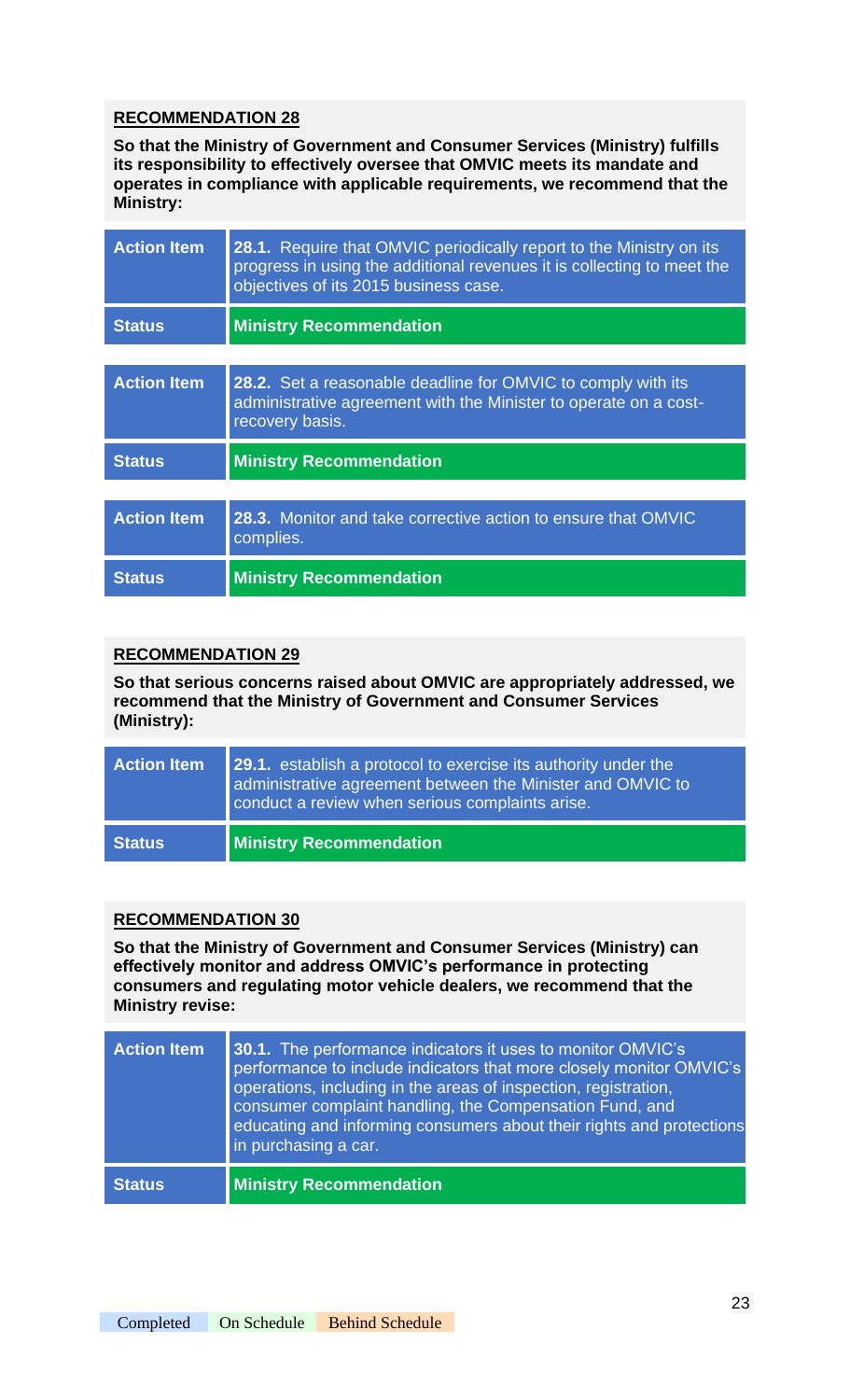**RECOMMENDATION 28**

**So that the Ministry of Government and Consumer Services (Ministry) fulfills its responsibility to effectively oversee that OMVIC meets its mandate and operates in compliance with applicable requirements, we recommend that the Ministry:**

| | |
|---|---|
| **Action Item** | **28.1.** Require that OMVIC periodically report to the Ministry on its progress in using the additional revenues it is collecting to meet the objectives of its 2015 business case. |
| **Status** | **Ministry Recommendation** |

| | |
|---|---|
| **Action Item** | **28.2.** Set a reasonable deadline for OMVIC to comply with its administrative agreement with the Minister to operate on a cost-recovery basis. |
| **Status** | **Ministry Recommendation** |

| | |
|---|---|
| **Action Item** | **28.3.** Monitor and take corrective action to ensure that OMVIC complies. |
| **Status** | **Ministry Recommendation** |

**RECOMMENDATION 29**

**So that serious concerns raised about OMVIC are appropriately addressed, we recommend that the Ministry of Government and Consumer Services (Ministry):**

| | |
|---|---|
| **Action Item** | **29.1.** establish a protocol to exercise its authority under the administrative agreement between the Minister and OMVIC to conduct a review when serious complaints arise. |
| **Status** | **Ministry Recommendation** |

**RECOMMENDATION 30**

**So that the Ministry of Government and Consumer Services (Ministry) can effectively monitor and address OMVIC's performance in protecting consumers and regulating motor vehicle dealers, we recommend that the Ministry revise:**

| | |
|---|---|
| **Action Item** | **30.1.** The performance indicators it uses to monitor OMVIC's performance to include indicators that more closely monitor OMVIC's operations, including in the areas of inspection, registration, consumer complaint handling, the Compensation Fund, and educating and informing consumers about their rights and protections in purchasing a car. |
| **Status** | **Ministry Recommendation** |

Completed | On Schedule | Behind Schedule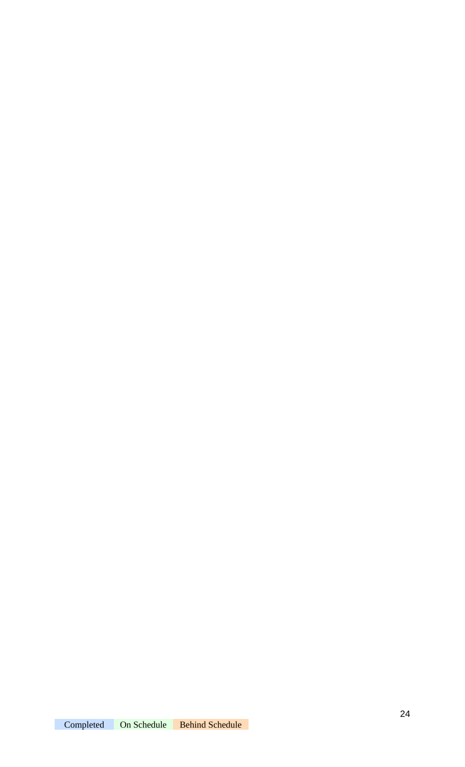| Completed | On Schedule | Behind Schedule |
| --- | --- | --- |